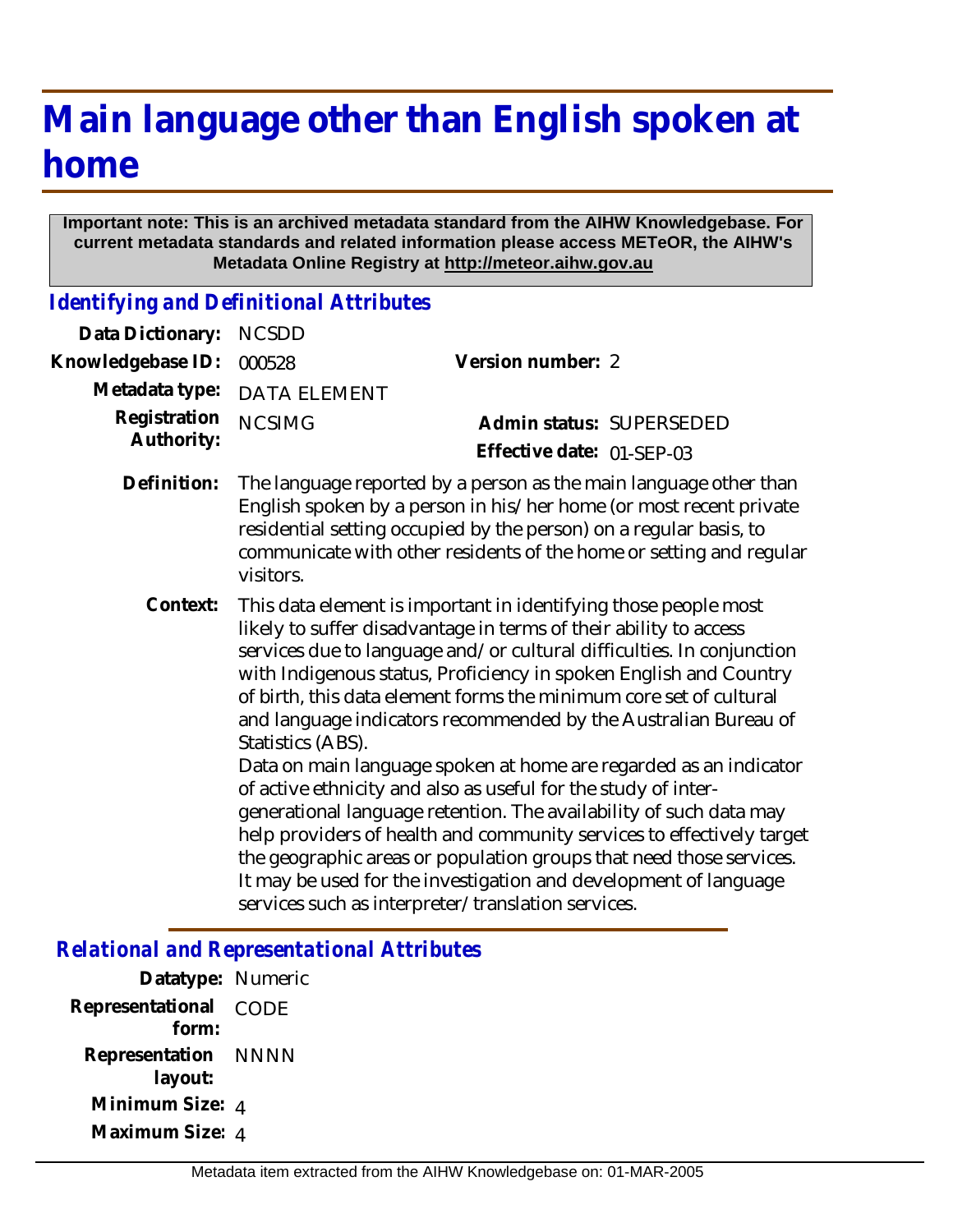# Main language other than English spoken at home

**Important note: This is an archived metadata standard from the AIHW Knowledgebase. For current metadata standards and related information please access METeOR, the AIHW's Metadata Online Registry at http://meteor.aihw.gov.au**

## *Identifying and Definitional Attributes*

**Data Dictionary:** NCSDD

**Knowledgebase ID:** 000528

**Version number:** 2

**Metadata type:** DATA ELEMENT

**Registration Authority:** NCSIMG

**Admin status:** SUPERSEDED

**Effective date:** 01-SEP-03

**Definition:** The language reported by a person as the main language other than English spoken by a person in his/her home (or most recent private residential setting occupied by the person) on a regular basis, to communicate with other residents of the home or setting and regular visitors.

**Context:** This data element is important in identifying those people most likely to suffer disadvantage in terms of their ability to access services due to language and/or cultural difficulties. In conjunction with Indigenous status, Proficiency in spoken English and Country of birth, this data element forms the minimum core set of cultural and language indicators recommended by the Australian Bureau of Statistics (ABS).

Data on main language spoken at home are regarded as an indicator of active ethnicity and also as useful for the study of inter-generational language retention. The availability of such data may help providers of health and community services to effectively target the geographic areas or population groups that need those services. It may be used for the investigation and development of language services such as interpreter/translation services.

## *Relational and Representational Attributes*

**Datatype:** Numeric

**Representational form:** CODE

**Representation layout:** NNNN

**Minimum Size:** 4

**Maximum Size:** 4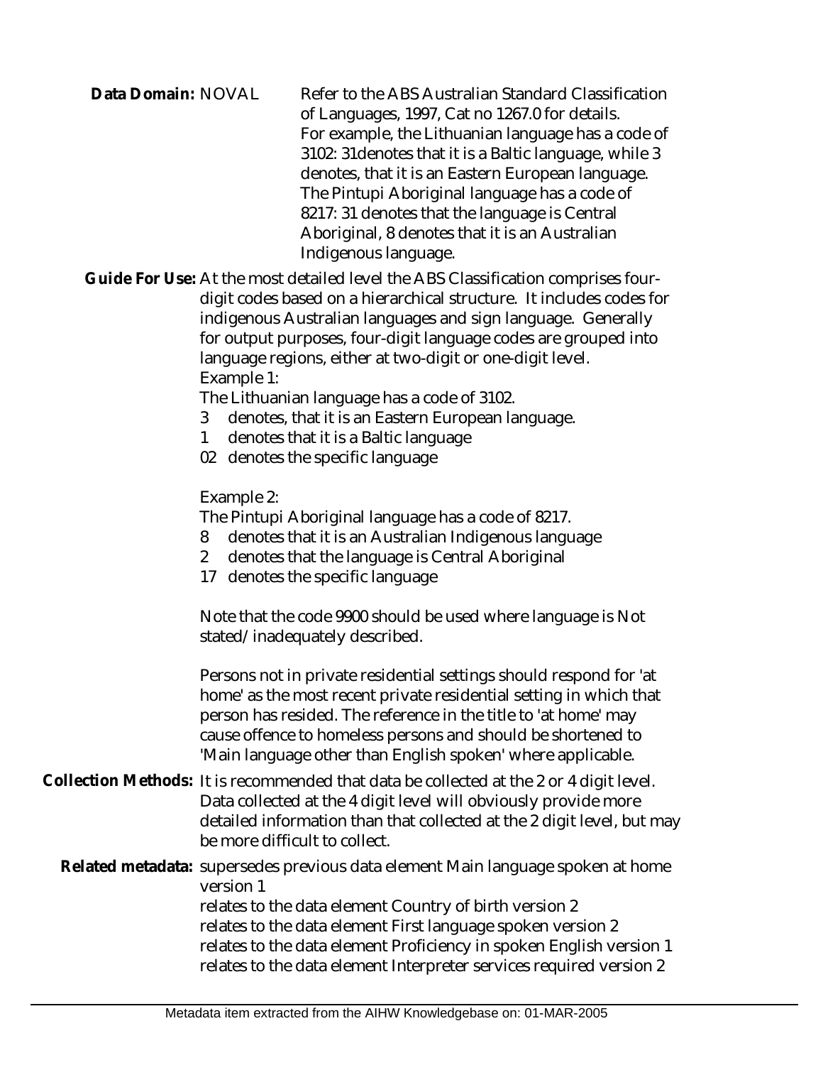**Data Domain:** NOVAL Refer to the ABS Australian Standard Classification of Languages, 1997, Cat no 1267.0 for details. For example, the Lithuanian language has a code of 3102: 31denotes that it is a Baltic language, while 3 denotes, that it is an Eastern European language. The Pintupi Aboriginal language has a code of 8217: 31 denotes that the language is Central Aboriginal, 8 denotes that it is an Australian Indigenous language.

**Guide For Use:** At the most detailed level the ABS Classification comprises four-digit codes based on a hierarchical structure. It includes codes for indigenous Australian languages and sign language. Generally for output purposes, four-digit language codes are grouped into language regions, either at two-digit or one-digit level.

Example 1:

The Lithuanian language has a code of 3102.

- 3 denotes, that it is an Eastern European language.
- 1 denotes that it is a Baltic language
- 02 denotes the specific language

Example 2:

The Pintupi Aboriginal language has a code of 8217.

- 8 denotes that it is an Australian Indigenous language
- 2 denotes that the language is Central Aboriginal
- 17 denotes the specific language

Note that the code 9900 should be used where language is Not stated/inadequately described.

Persons not in private residential settings should respond for 'at home' as the most recent private residential setting in which that person has resided. The reference in the title to 'at home' may cause offence to homeless persons and should be shortened to 'Main language other than English spoken' where applicable.

**Collection Methods:** It is recommended that data be collected at the 2 or 4 digit level. Data collected at the 4 digit level will obviously provide more detailed information than that collected at the 2 digit level, but may be more difficult to collect.

**Related metadata:** supersedes previous data element Main language spoken at home version 1

relates to the data element Country of birth version 2

relates to the data element First language spoken version 2

relates to the data element Proficiency in spoken English version 1

relates to the data element Interpreter services required version 2

Metadata item extracted from the AIHW Knowledgebase on: 01-MAR-2005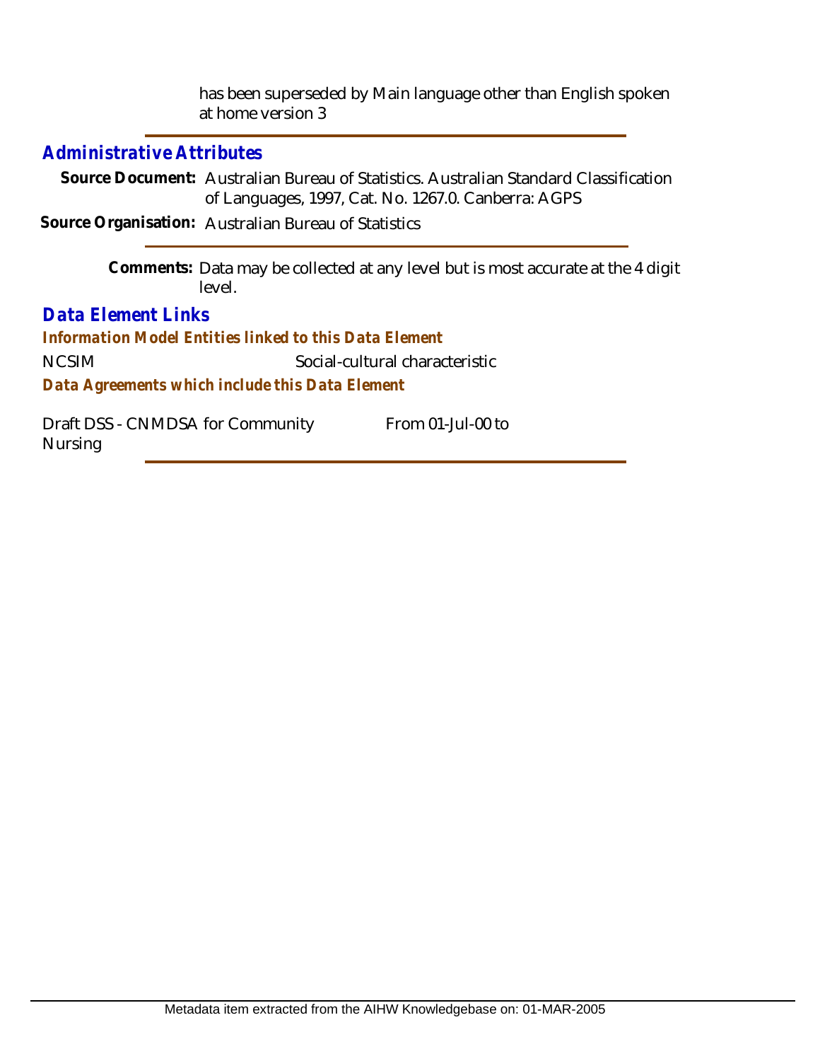has been superseded by Main language other than English spoken at home version 3

## Administrative Attributes

**Source Document:** Australian Bureau of Statistics. Australian Standard Classification of Languages, 1997, Cat. No. 1267.0. Canberra: AGPS

**Source Organisation:** Australian Bureau of Statistics

**Comments:** Data may be collected at any level but is most accurate at the 4 digit level.

## Data Element Links

### Information Model Entities linked to this Data Element

| | |
|---|---|
| NCSIM | Social-cultural characteristic |

### Data Agreements which include this Data Element

| | |
|---|---|
| Draft DSS - CNMDSA for Community Nursing | From 01-Jul-00 to |

Metadata item extracted from the AIHW Knowledgebase on: 01-MAR-2005